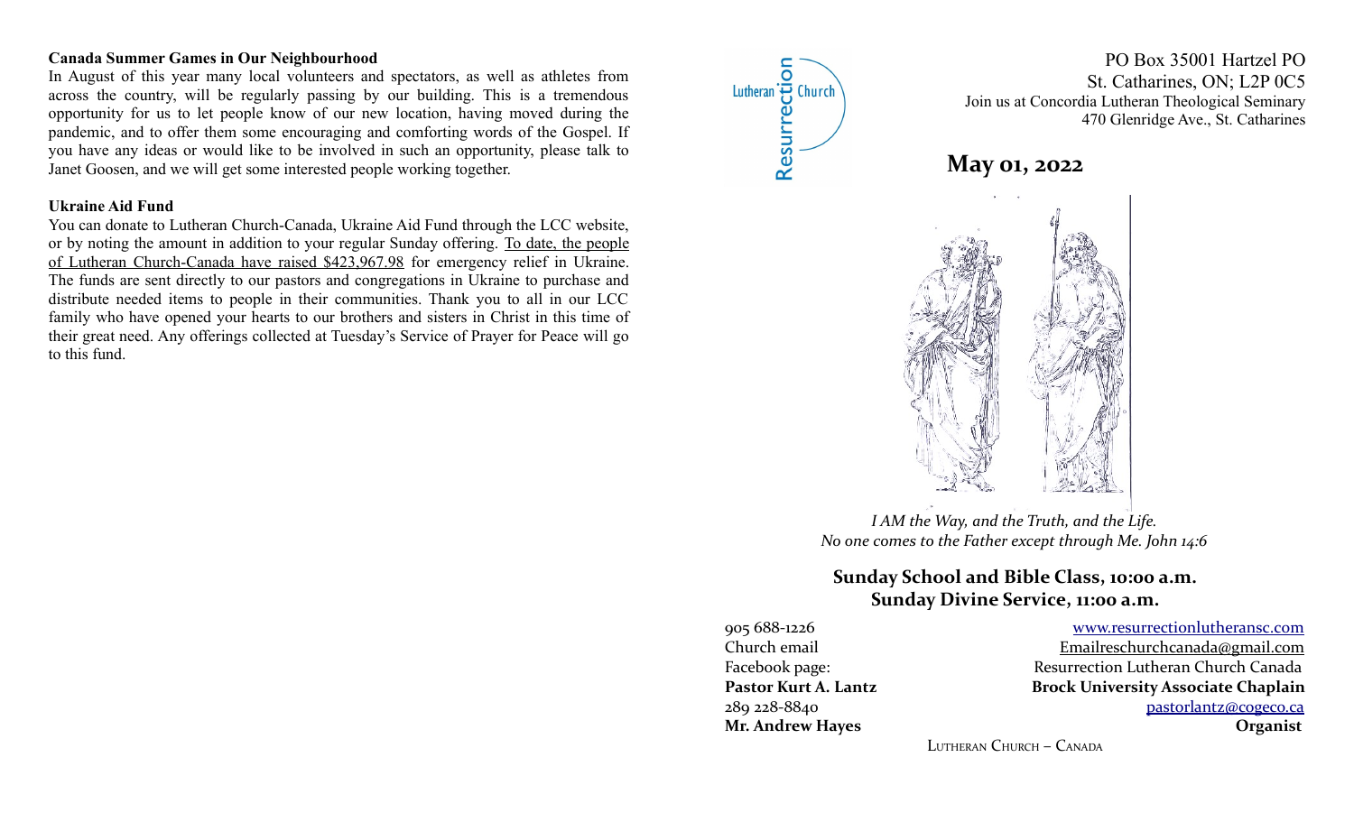**Canada Summer Games in Our Neighbourhood**

In August of this year many local volunteers and spectators, as well as athletes from across the country, will be regularly passing by our building. This is a tremendous opportunity for us to let people know of our new location, having moved during the pandemic, and to offer them some encouraging and comforting words of the Gospel. If you have any ideas or would like to be involved in such an opportunity, please talk to Janet Goosen, and we will get some interested people working together.

**Ukraine Aid Fund**

You can donate to Lutheran Church-Canada, Ukraine Aid Fund through the LCC website, or by noting the amount in addition to your regular Sunday offering. To date, the people of Lutheran Church-Canada have raised $423,967.98 for emergency relief in Ukraine. The funds are sent directly to our pastors and congregations in Ukraine to purchase and distribute needed items to people in their communities. Thank you to all in our LCC family who have opened your hearts to our brothers and sisters in Christ in this time of their great need. Any offerings collected at Tuesday's Service of Prayer for Peace will go to this fund.

Lutheran Resurrection Church

PO Box 35001 Hartzel PO
St. Catharines, ON; L2P 0C5
Join us at Concordia Lutheran Theological Seminary
470 Glenridge Ave., St. Catharines

# May 01, 2022

*I AM the Way, and the Truth, and the Life.*
*No one comes to the Father except through Me. John 14:6*

**Sunday School and Bible Class, 10:00 a.m.**
**Sunday Divine Service, 11:00 a.m.**

905 688-1226 — www.resurrectionlutheransc.com
Church email — Emailreschurchcanada@gmail.com
Facebook page: — Resurrection Lutheran Church Canada
**Pastor Kurt A. Lantz** — **Brock University Associate Chaplain**
289 228-8840 — pastorlantz@cogeco.ca
**Mr. Andrew Hayes** — **Organist**

Lutheran Church – Canada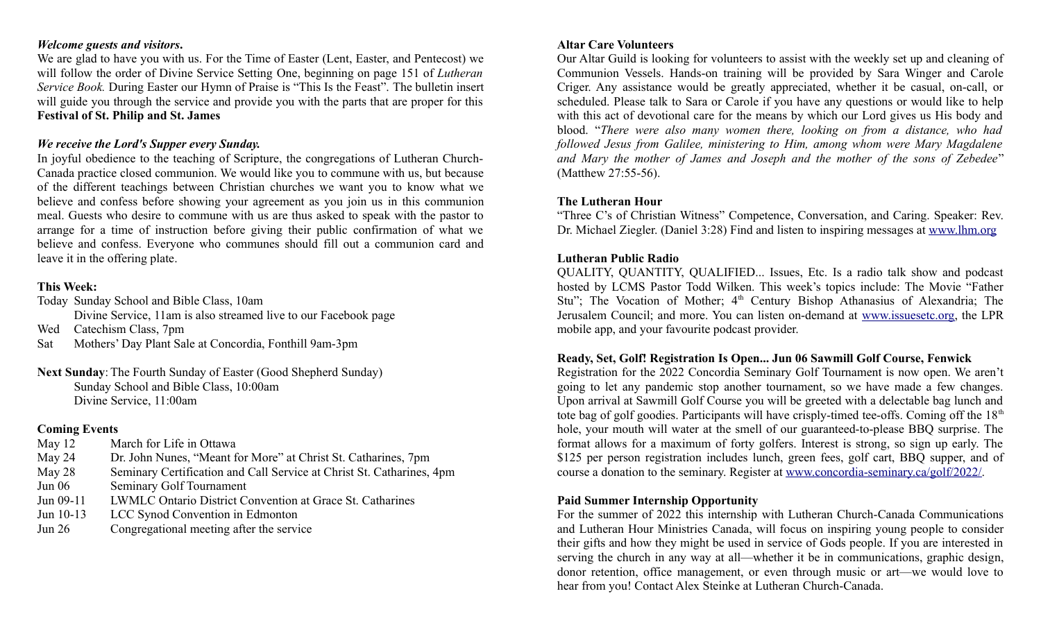***Welcome guests and visitors*.**

We are glad to have you with us. For the Time of Easter (Lent, Easter, and Pentecost) we will follow the order of Divine Service Setting One, beginning on page 151 of *Lutheran Service Book.* During Easter our Hymn of Praise is "This Is the Feast". The bulletin insert will guide you through the service and provide you with the parts that are proper for this **Festival of St. Philip and St. James**

***We receive the Lord's Supper every Sunday.***

In joyful obedience to the teaching of Scripture, the congregations of Lutheran Church-Canada practice closed communion. We would like you to commune with us, but because of the different teachings between Christian churches we want you to know what we believe and confess before showing your agreement as you join us in this communion meal. Guests who desire to commune with us are thus asked to speak with the pastor to arrange for a time of instruction before giving their public confirmation of what we believe and confess. Everyone who communes should fill out a communion card and leave it in the offering plate.

**This Week:**

Today Sunday School and Bible Class, 10am
Divine Service, 11am is also streamed live to our Facebook page
Wed Catechism Class, 7pm
Sat Mothers' Day Plant Sale at Concordia, Fonthill 9am-3pm

**Next Sunday**: The Fourth Sunday of Easter (Good Shepherd Sunday)
Sunday School and Bible Class, 10:00am
Divine Service, 11:00am

**Coming Events**

| | |
|---|---|
| May 12 | March for Life in Ottawa |
| May 24 | Dr. John Nunes, "Meant for More" at Christ St. Catharines, 7pm |
| May 28 | Seminary Certification and Call Service at Christ St. Catharines, 4pm |
| Jun 06 | Seminary Golf Tournament |
| Jun 09-11 | LWMLC Ontario District Convention at Grace St. Catharines |
| Jun 10-13 | LCC Synod Convention in Edmonton |
| Jun 26 | Congregational meeting after the service |

**Altar Care Volunteers**

Our Altar Guild is looking for volunteers to assist with the weekly set up and cleaning of Communion Vessels. Hands-on training will be provided by Sara Winger and Carole Criger. Any assistance would be greatly appreciated, whether it be casual, on-call, or scheduled. Please talk to Sara or Carole if you have any questions or would like to help with this act of devotional care for the means by which our Lord gives us His body and blood. "*There were also many women there, looking on from a distance, who had followed Jesus from Galilee, ministering to Him, among whom were Mary Magdalene and Mary the mother of James and Joseph and the mother of the sons of Zebedee*" (Matthew 27:55-56).

**The Lutheran Hour**

"Three C's of Christian Witness" Competence, Conversation, and Caring. Speaker: Rev. Dr. Michael Ziegler. (Daniel 3:28) Find and listen to inspiring messages at www.lhm.org

**Lutheran Public Radio**

QUALITY, QUANTITY, QUALIFIED... Issues, Etc. Is a radio talk show and podcast hosted by LCMS Pastor Todd Wilken. This week's topics include: The Movie "Father Stu"; The Vocation of Mother; 4th Century Bishop Athanasius of Alexandria; The Jerusalem Council; and more. You can listen on-demand at www.issuesetc.org, the LPR mobile app, and your favourite podcast provider.

**Ready, Set, Golf! Registration Is Open... Jun 06 Sawmill Golf Course, Fenwick**

Registration for the 2022 Concordia Seminary Golf Tournament is now open. We aren't going to let any pandemic stop another tournament, so we have made a few changes. Upon arrival at Sawmill Golf Course you will be greeted with a delectable bag lunch and tote bag of golf goodies. Participants will have crisply-timed tee-offs. Coming off the 18th hole, your mouth will water at the smell of our guaranteed-to-please BBQ surprise. The format allows for a maximum of forty golfers. Interest is strong, so sign up early. The $125 per person registration includes lunch, green fees, golf cart, BBQ supper, and of course a donation to the seminary. Register at www.concordia-seminary.ca/golf/2022/.

**Paid Summer Internship Opportunity**

For the summer of 2022 this internship with Lutheran Church-Canada Communications and Lutheran Hour Ministries Canada, will focus on inspiring young people to consider their gifts and how they might be used in service of Gods people. If you are interested in serving the church in any way at all—whether it be in communications, graphic design, donor retention, office management, or even through music or art—we would love to hear from you! Contact Alex Steinke at Lutheran Church-Canada.